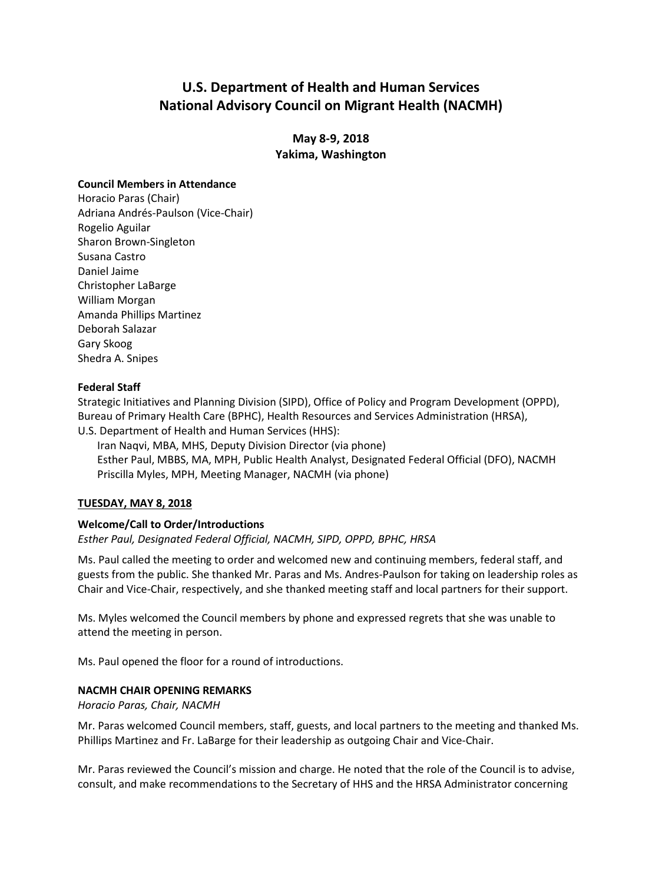# U.S. Department of Health and Human Services
# National Advisory Council on Migrant Health (NACMH)

**May 8-9, 2018**
**Yakima, Washington**

**Council Members in Attendance**

Horacio Paras (Chair)
Adriana Andrés-Paulson (Vice-Chair)
Rogelio Aguilar
Sharon Brown-Singleton
Susana Castro
Daniel Jaime
Christopher LaBarge
William Morgan
Amanda Phillips Martinez
Deborah Salazar
Gary Skoog
Shedra A. Snipes

**Federal Staff**

Strategic Initiatives and Planning Division (SIPD), Office of Policy and Program Development (OPPD), Bureau of Primary Health Care (BPHC), Health Resources and Services Administration (HRSA), U.S. Department of Health and Human Services (HHS):

- Iran Naqvi, MBA, MHS, Deputy Division Director (via phone)
- Esther Paul, MBBS, MA, MPH, Public Health Analyst, Designated Federal Official (DFO), NACMH
- Priscilla Myles, MPH, Meeting Manager, NACMH (via phone)

## TUESDAY, MAY 8, 2018

### Welcome/Call to Order/Introductions

*Esther Paul, Designated Federal Official, NACMH, SIPD, OPPD, BPHC, HRSA*

Ms. Paul called the meeting to order and welcomed new and continuing members, federal staff, and guests from the public. She thanked Mr. Paras and Ms. Andres-Paulson for taking on leadership roles as Chair and Vice-Chair, respectively, and she thanked meeting staff and local partners for their support.

Ms. Myles welcomed the Council members by phone and expressed regrets that she was unable to attend the meeting in person.

Ms. Paul opened the floor for a round of introductions.

### NACMH CHAIR OPENING REMARKS

*Horacio Paras, Chair, NACMH*

Mr. Paras welcomed Council members, staff, guests, and local partners to the meeting and thanked Ms. Phillips Martinez and Fr. LaBarge for their leadership as outgoing Chair and Vice-Chair.

Mr. Paras reviewed the Council's mission and charge. He noted that the role of the Council is to advise, consult, and make recommendations to the Secretary of HHS and the HRSA Administrator concerning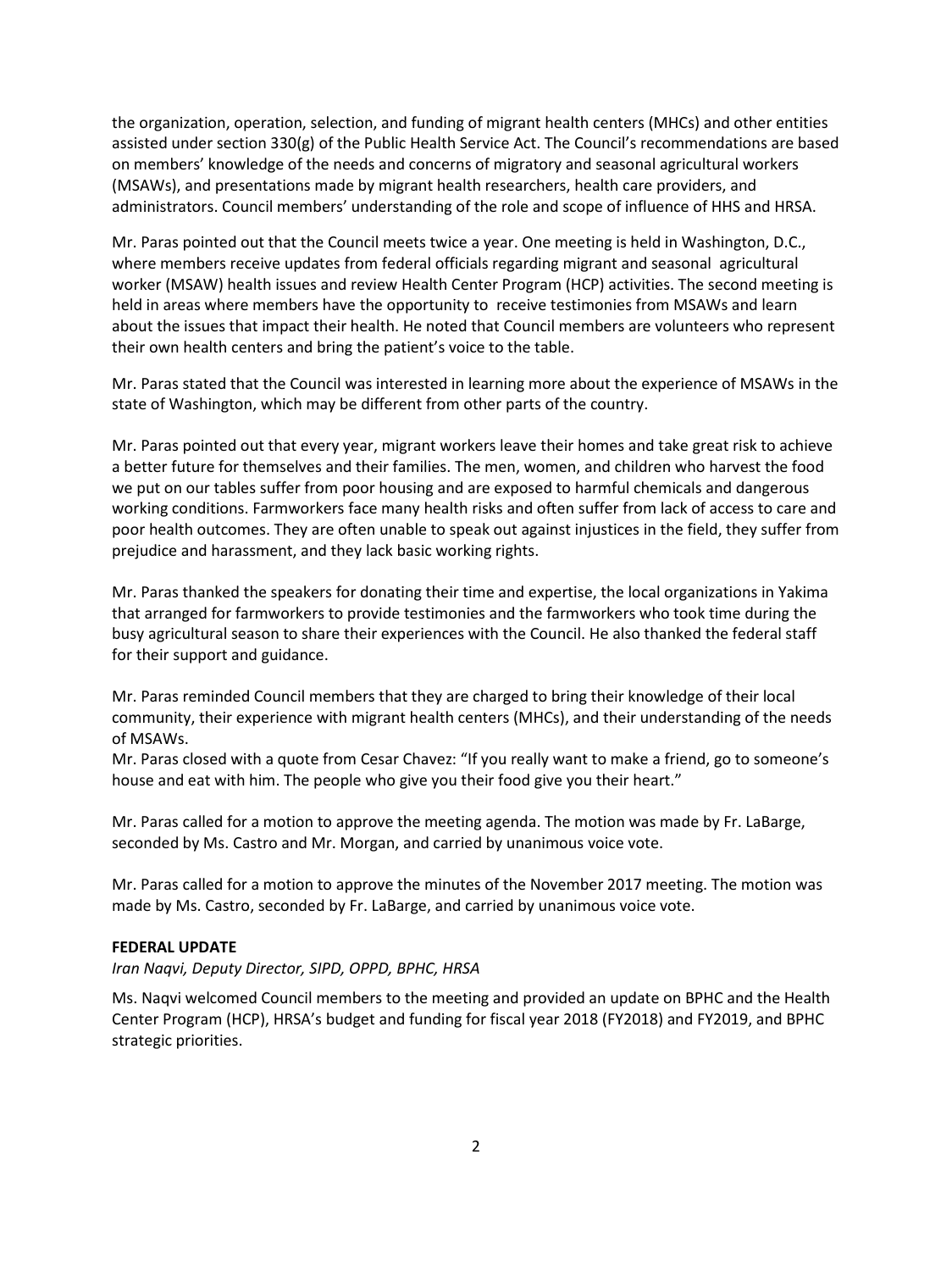the organization, operation, selection, and funding of migrant health centers (MHCs) and other entities assisted under section 330(g) of the Public Health Service Act. The Council's recommendations are based on members' knowledge of the needs and concerns of migratory and seasonal agricultural workers (MSAWs), and presentations made by migrant health researchers, health care providers, and administrators. Council members' understanding of the role and scope of influence of HHS and HRSA.

Mr. Paras pointed out that the Council meets twice a year. One meeting is held in Washington, D.C., where members receive updates from federal officials regarding migrant and seasonal agricultural worker (MSAW) health issues and review Health Center Program (HCP) activities. The second meeting is held in areas where members have the opportunity to receive testimonies from MSAWs and learn about the issues that impact their health. He noted that Council members are volunteers who represent their own health centers and bring the patient's voice to the table.

Mr. Paras stated that the Council was interested in learning more about the experience of MSAWs in the state of Washington, which may be different from other parts of the country.

Mr. Paras pointed out that every year, migrant workers leave their homes and take great risk to achieve a better future for themselves and their families. The men, women, and children who harvest the food we put on our tables suffer from poor housing and are exposed to harmful chemicals and dangerous working conditions. Farmworkers face many health risks and often suffer from lack of access to care and poor health outcomes. They are often unable to speak out against injustices in the field, they suffer from prejudice and harassment, and they lack basic working rights.

Mr. Paras thanked the speakers for donating their time and expertise, the local organizations in Yakima that arranged for farmworkers to provide testimonies and the farmworkers who took time during the busy agricultural season to share their experiences with the Council. He also thanked the federal staff for their support and guidance.

Mr. Paras reminded Council members that they are charged to bring their knowledge of their local community, their experience with migrant health centers (MHCs), and their understanding of the needs of MSAWs.

Mr. Paras closed with a quote from Cesar Chavez: "If you really want to make a friend, go to someone's house and eat with him. The people who give you their food give you their heart."

Mr. Paras called for a motion to approve the meeting agenda. The motion was made by Fr. LaBarge, seconded by Ms. Castro and Mr. Morgan, and carried by unanimous voice vote.

Mr. Paras called for a motion to approve the minutes of the November 2017 meeting. The motion was made by Ms. Castro, seconded by Fr. LaBarge, and carried by unanimous voice vote.

**FEDERAL UPDATE**

*Iran Naqvi, Deputy Director, SIPD, OPPD, BPHC, HRSA*

Ms. Naqvi welcomed Council members to the meeting and provided an update on BPHC and the Health Center Program (HCP), HRSA's budget and funding for fiscal year 2018 (FY2018) and FY2019, and BPHC strategic priorities.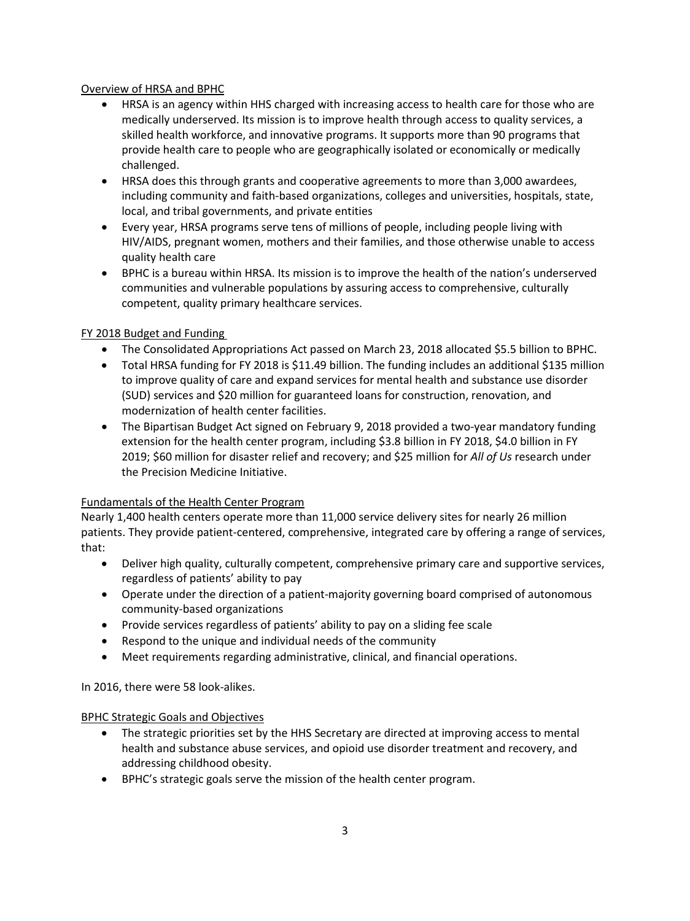## Overview of HRSA and BPHC

- HRSA is an agency within HHS charged with increasing access to health care for those who are medically underserved. Its mission is to improve health through access to quality services, a skilled health workforce, and innovative programs. It supports more than 90 programs that provide health care to people who are geographically isolated or economically or medically challenged.
- HRSA does this through grants and cooperative agreements to more than 3,000 awardees, including community and faith-based organizations, colleges and universities, hospitals, state, local, and tribal governments, and private entities
- Every year, HRSA programs serve tens of millions of people, including people living with HIV/AIDS, pregnant women, mothers and their families, and those otherwise unable to access quality health care
- BPHC is a bureau within HRSA. Its mission is to improve the health of the nation's underserved communities and vulnerable populations by assuring access to comprehensive, culturally competent, quality primary healthcare services.

## FY 2018 Budget and Funding

- The Consolidated Appropriations Act passed on March 23, 2018 allocated $5.5 billion to BPHC.
- Total HRSA funding for FY 2018 is $11.49 billion. The funding includes an additional $135 million to improve quality of care and expand services for mental health and substance use disorder (SUD) services and $20 million for guaranteed loans for construction, renovation, and modernization of health center facilities.
- The Bipartisan Budget Act signed on February 9, 2018 provided a two-year mandatory funding extension for the health center program, including $3.8 billion in FY 2018, $4.0 billion in FY 2019; $60 million for disaster relief and recovery; and $25 million for *All of Us* research under the Precision Medicine Initiative.

## Fundamentals of the Health Center Program

Nearly 1,400 health centers operate more than 11,000 service delivery sites for nearly 26 million patients. They provide patient-centered, comprehensive, integrated care by offering a range of services, that:

- Deliver high quality, culturally competent, comprehensive primary care and supportive services, regardless of patients' ability to pay
- Operate under the direction of a patient-majority governing board comprised of autonomous community-based organizations
- Provide services regardless of patients' ability to pay on a sliding fee scale
- Respond to the unique and individual needs of the community
- Meet requirements regarding administrative, clinical, and financial operations.

In 2016, there were 58 look-alikes.

## BPHC Strategic Goals and Objectives

- The strategic priorities set by the HHS Secretary are directed at improving access to mental health and substance abuse services, and opioid use disorder treatment and recovery, and addressing childhood obesity.
- BPHC's strategic goals serve the mission of the health center program.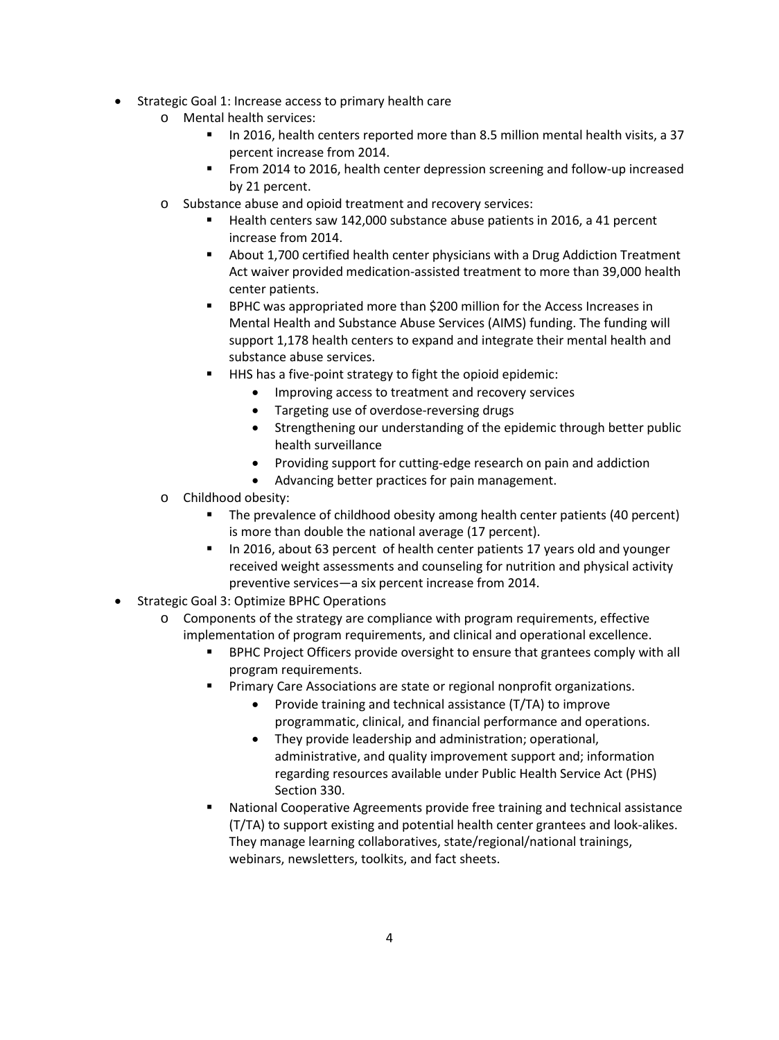- Strategic Goal 1: Increase access to primary health care
    - Mental health services:
        - In 2016, health centers reported more than 8.5 million mental health visits, a 37 percent increase from 2014.
        - From 2014 to 2016, health center depression screening and follow-up increased by 21 percent.
    - Substance abuse and opioid treatment and recovery services:
        - Health centers saw 142,000 substance abuse patients in 2016, a 41 percent increase from 2014.
        - About 1,700 certified health center physicians with a Drug Addiction Treatment Act waiver provided medication-assisted treatment to more than 39,000 health center patients.
        - BPHC was appropriated more than $200 million for the Access Increases in Mental Health and Substance Abuse Services (AIMS) funding. The funding will support 1,178 health centers to expand and integrate their mental health and substance abuse services.
        - HHS has a five-point strategy to fight the opioid epidemic:
            - Improving access to treatment and recovery services
            - Targeting use of overdose-reversing drugs
            - Strengthening our understanding of the epidemic through better public health surveillance
            - Providing support for cutting-edge research on pain and addiction
            - Advancing better practices for pain management.
    - Childhood obesity:
        - The prevalence of childhood obesity among health center patients (40 percent) is more than double the national average (17 percent).
        - In 2016, about 63 percent of health center patients 17 years old and younger received weight assessments and counseling for nutrition and physical activity preventive services—a six percent increase from 2014.
- Strategic Goal 3: Optimize BPHC Operations
    - Components of the strategy are compliance with program requirements, effective implementation of program requirements, and clinical and operational excellence.
        - BPHC Project Officers provide oversight to ensure that grantees comply with all program requirements.
        - Primary Care Associations are state or regional nonprofit organizations.
            - Provide training and technical assistance (T/TA) to improve programmatic, clinical, and financial performance and operations.
            - They provide leadership and administration; operational, administrative, and quality improvement support and; information regarding resources available under Public Health Service Act (PHS) Section 330.
        - National Cooperative Agreements provide free training and technical assistance (T/TA) to support existing and potential health center grantees and look-alikes. They manage learning collaboratives, state/regional/national trainings, webinars, newsletters, toolkits, and fact sheets.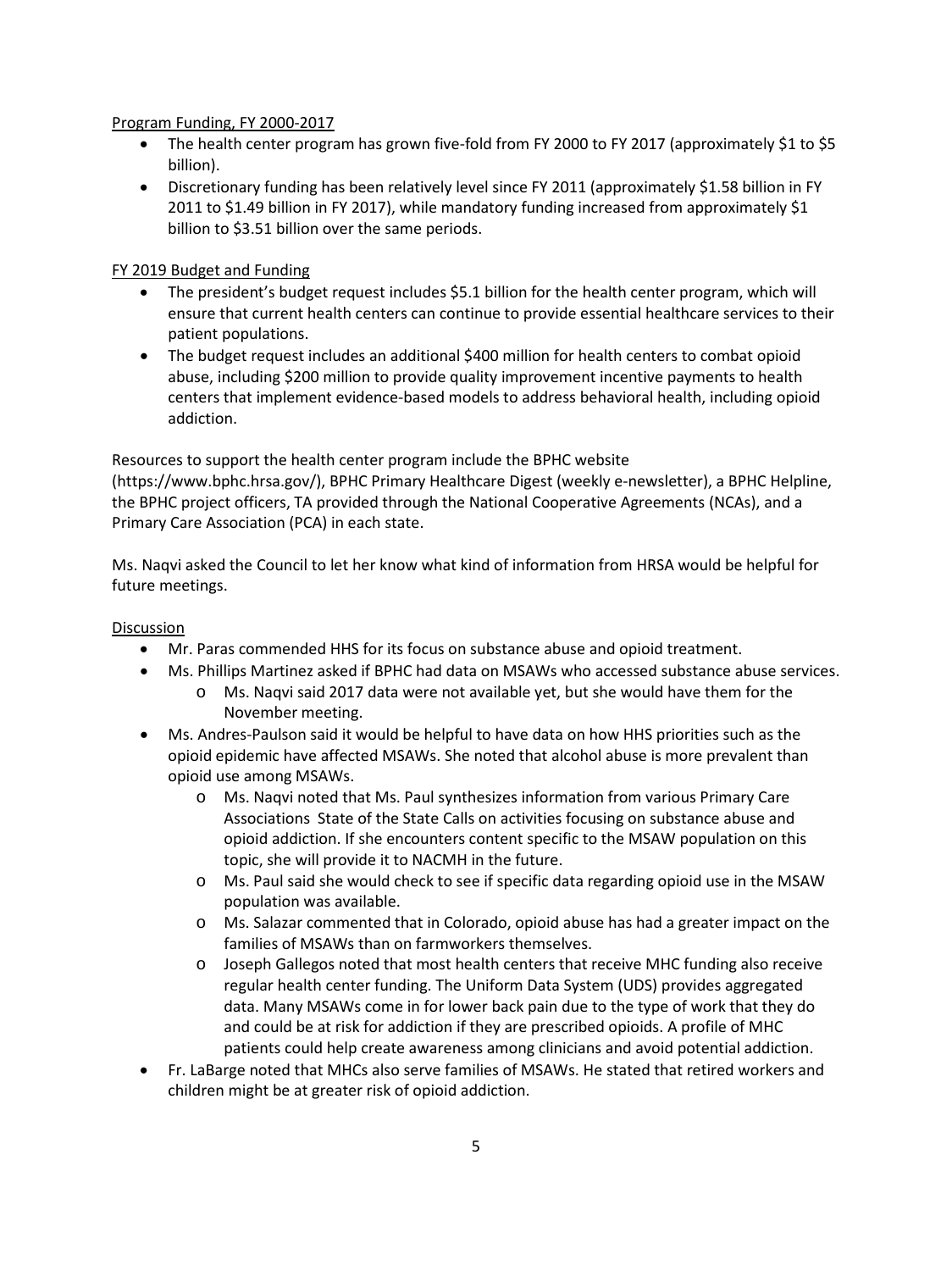Program Funding, FY 2000-2017

- The health center program has grown five-fold from FY 2000 to FY 2017 (approximately $1 to $5 billion).
- Discretionary funding has been relatively level since FY 2011 (approximately $1.58 billion in FY 2011 to $1.49 billion in FY 2017), while mandatory funding increased from approximately $1 billion to $3.51 billion over the same periods.

FY 2019 Budget and Funding

- The president's budget request includes $5.1 billion for the health center program, which will ensure that current health centers can continue to provide essential healthcare services to their patient populations.
- The budget request includes an additional $400 million for health centers to combat opioid abuse, including $200 million to provide quality improvement incentive payments to health centers that implement evidence-based models to address behavioral health, including opioid addiction.

Resources to support the health center program include the BPHC website (https://www.bphc.hrsa.gov/), BPHC Primary Healthcare Digest (weekly e-newsletter), a BPHC Helpline, the BPHC project officers, TA provided through the National Cooperative Agreements (NCAs), and a Primary Care Association (PCA) in each state.

Ms. Naqvi asked the Council to let her know what kind of information from HRSA would be helpful for future meetings.

Discussion

- Mr. Paras commended HHS for its focus on substance abuse and opioid treatment.
- Ms. Phillips Martinez asked if BPHC had data on MSAWs who accessed substance abuse services.
  - Ms. Naqvi said 2017 data were not available yet, but she would have them for the November meeting.
- Ms. Andres-Paulson said it would be helpful to have data on how HHS priorities such as the opioid epidemic have affected MSAWs. She noted that alcohol abuse is more prevalent than opioid use among MSAWs.
  - Ms. Naqvi noted that Ms. Paul synthesizes information from various Primary Care Associations State of the State Calls on activities focusing on substance abuse and opioid addiction. If she encounters content specific to the MSAW population on this topic, she will provide it to NACMH in the future.
  - Ms. Paul said she would check to see if specific data regarding opioid use in the MSAW population was available.
  - Ms. Salazar commented that in Colorado, opioid abuse has had a greater impact on the families of MSAWs than on farmworkers themselves.
  - Joseph Gallegos noted that most health centers that receive MHC funding also receive regular health center funding. The Uniform Data System (UDS) provides aggregated data. Many MSAWs come in for lower back pain due to the type of work that they do and could be at risk for addiction if they are prescribed opioids. A profile of MHC patients could help create awareness among clinicians and avoid potential addiction.
- Fr. LaBarge noted that MHCs also serve families of MSAWs. He stated that retired workers and children might be at greater risk of opioid addiction.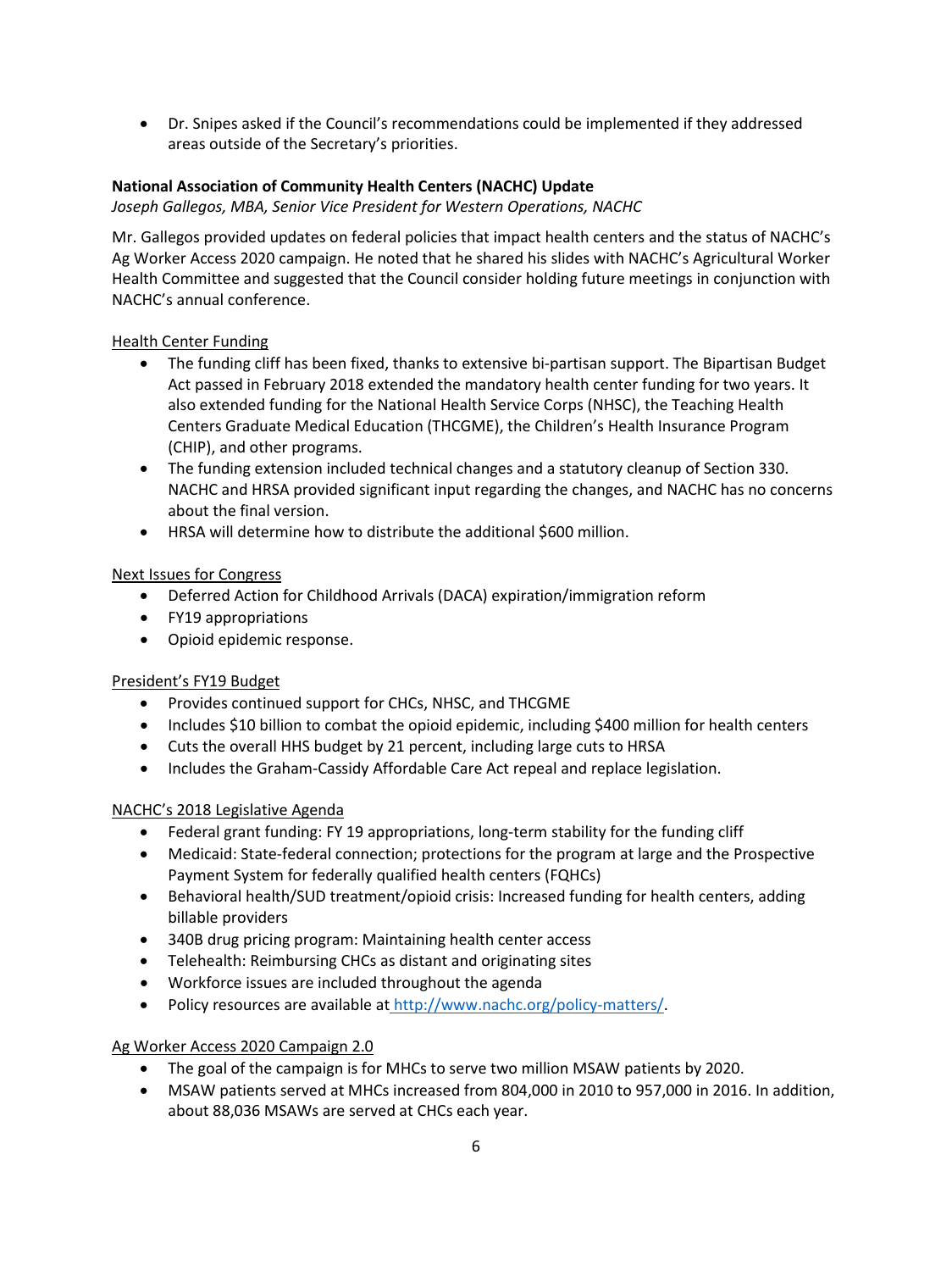- Dr. Snipes asked if the Council's recommendations could be implemented if they addressed areas outside of the Secretary's priorities.

**National Association of Community Health Centers (NACHC) Update**

*Joseph Gallegos, MBA, Senior Vice President for Western Operations, NACHC*

Mr. Gallegos provided updates on federal policies that impact health centers and the status of NACHC's Ag Worker Access 2020 campaign. He noted that he shared his slides with NACHC's Agricultural Worker Health Committee and suggested that the Council consider holding future meetings in conjunction with NACHC's annual conference.

<u>Health Center Funding</u>

- The funding cliff has been fixed, thanks to extensive bi-partisan support. The Bipartisan Budget Act passed in February 2018 extended the mandatory health center funding for two years. It also extended funding for the National Health Service Corps (NHSC), the Teaching Health Centers Graduate Medical Education (THCGME), the Children's Health Insurance Program (CHIP), and other programs.
- The funding extension included technical changes and a statutory cleanup of Section 330. NACHC and HRSA provided significant input regarding the changes, and NACHC has no concerns about the final version.
- HRSA will determine how to distribute the additional $600 million.

<u>Next Issues for Congress</u>

- Deferred Action for Childhood Arrivals (DACA) expiration/immigration reform
- FY19 appropriations
- Opioid epidemic response.

<u>President's FY19 Budget</u>

- Provides continued support for CHCs, NHSC, and THCGME
- Includes $10 billion to combat the opioid epidemic, including $400 million for health centers
- Cuts the overall HHS budget by 21 percent, including large cuts to HRSA
- Includes the Graham-Cassidy Affordable Care Act repeal and replace legislation.

<u>NACHC's 2018 Legislative Agenda</u>

- Federal grant funding: FY 19 appropriations, long-term stability for the funding cliff
- Medicaid: State-federal connection; protections for the program at large and the Prospective Payment System for federally qualified health centers (FQHCs)
- Behavioral health/SUD treatment/opioid crisis: Increased funding for health centers, adding billable providers
- 340B drug pricing program: Maintaining health center access
- Telehealth: Reimbursing CHCs as distant and originating sites
- Workforce issues are included throughout the agenda
- Policy resources are available at http://www.nachc.org/policy-matters/.

<u>Ag Worker Access 2020 Campaign 2.0</u>

- The goal of the campaign is for MHCs to serve two million MSAW patients by 2020.
- MSAW patients served at MHCs increased from 804,000 in 2010 to 957,000 in 2016. In addition, about 88,036 MSAWs are served at CHCs each year.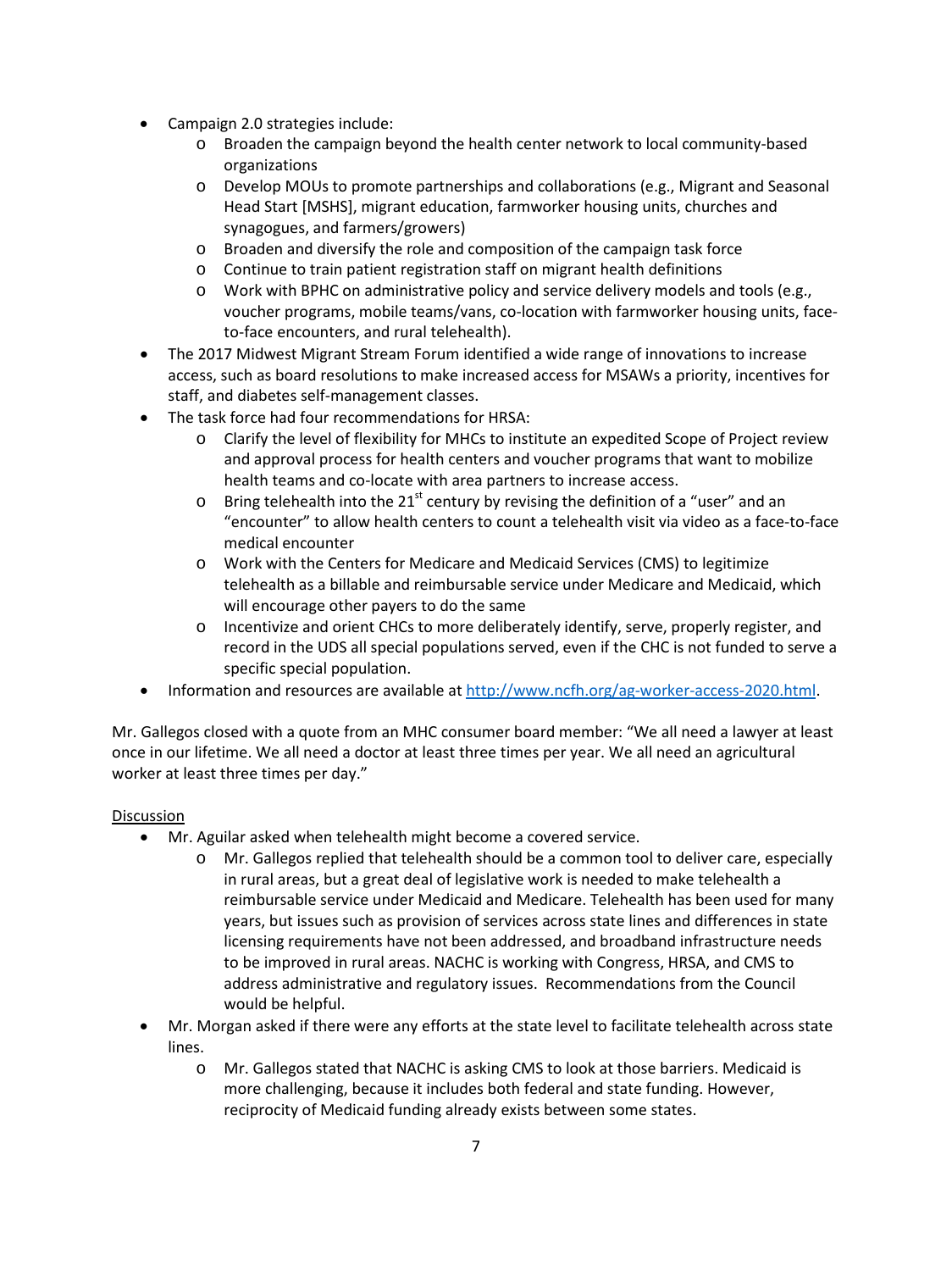- Campaign 2.0 strategies include:
    - Broaden the campaign beyond the health center network to local community-based organizations
    - Develop MOUs to promote partnerships and collaborations (e.g., Migrant and Seasonal Head Start [MSHS], migrant education, farmworker housing units, churches and synagogues, and farmers/growers)
    - Broaden and diversify the role and composition of the campaign task force
    - Continue to train patient registration staff on migrant health definitions
    - Work with BPHC on administrative policy and service delivery models and tools (e.g., voucher programs, mobile teams/vans, co-location with farmworker housing units, face-to-face encounters, and rural telehealth).
- The 2017 Midwest Migrant Stream Forum identified a wide range of innovations to increase access, such as board resolutions to make increased access for MSAWs a priority, incentives for staff, and diabetes self-management classes.
- The task force had four recommendations for HRSA:
    - Clarify the level of flexibility for MHCs to institute an expedited Scope of Project review and approval process for health centers and voucher programs that want to mobilize health teams and co-locate with area partners to increase access.
    - Bring telehealth into the 21st century by revising the definition of a "user" and an "encounter" to allow health centers to count a telehealth visit via video as a face-to-face medical encounter
    - Work with the Centers for Medicare and Medicaid Services (CMS) to legitimize telehealth as a billable and reimbursable service under Medicare and Medicaid, which will encourage other payers to do the same
    - Incentivize and orient CHCs to more deliberately identify, serve, properly register, and record in the UDS all special populations served, even if the CHC is not funded to serve a specific special population.
- Information and resources are available at http://www.ncfh.org/ag-worker-access-2020.html.

Mr. Gallegos closed with a quote from an MHC consumer board member: "We all need a lawyer at least once in our lifetime. We all need a doctor at least three times per year. We all need an agricultural worker at least three times per day."

Discussion

- Mr. Aguilar asked when telehealth might become a covered service.
    - Mr. Gallegos replied that telehealth should be a common tool to deliver care, especially in rural areas, but a great deal of legislative work is needed to make telehealth a reimbursable service under Medicaid and Medicare. Telehealth has been used for many years, but issues such as provision of services across state lines and differences in state licensing requirements have not been addressed, and broadband infrastructure needs to be improved in rural areas. NACHC is working with Congress, HRSA, and CMS to address administrative and regulatory issues. Recommendations from the Council would be helpful.
- Mr. Morgan asked if there were any efforts at the state level to facilitate telehealth across state lines.
    - Mr. Gallegos stated that NACHC is asking CMS to look at those barriers. Medicaid is more challenging, because it includes both federal and state funding. However, reciprocity of Medicaid funding already exists between some states.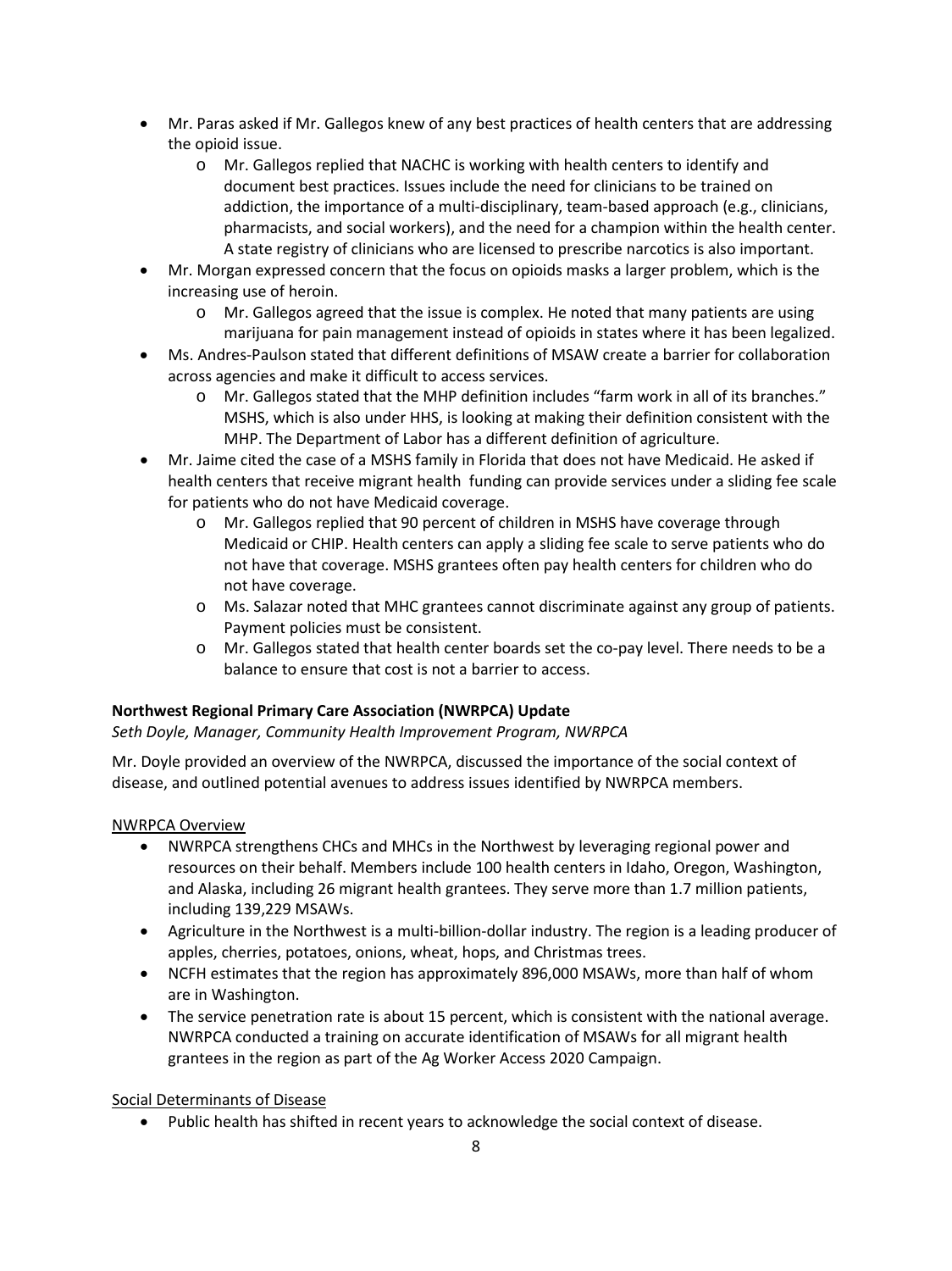- Mr. Paras asked if Mr. Gallegos knew of any best practices of health centers that are addressing the opioid issue.
  - Mr. Gallegos replied that NACHC is working with health centers to identify and document best practices. Issues include the need for clinicians to be trained on addiction, the importance of a multi-disciplinary, team-based approach (e.g., clinicians, pharmacists, and social workers), and the need for a champion within the health center. A state registry of clinicians who are licensed to prescribe narcotics is also important.
- Mr. Morgan expressed concern that the focus on opioids masks a larger problem, which is the increasing use of heroin.
  - Mr. Gallegos agreed that the issue is complex. He noted that many patients are using marijuana for pain management instead of opioids in states where it has been legalized.
- Ms. Andres-Paulson stated that different definitions of MSAW create a barrier for collaboration across agencies and make it difficult to access services.
  - Mr. Gallegos stated that the MHP definition includes "farm work in all of its branches." MSHS, which is also under HHS, is looking at making their definition consistent with the MHP. The Department of Labor has a different definition of agriculture.
- Mr. Jaime cited the case of a MSHS family in Florida that does not have Medicaid. He asked if health centers that receive migrant health funding can provide services under a sliding fee scale for patients who do not have Medicaid coverage.
  - Mr. Gallegos replied that 90 percent of children in MSHS have coverage through Medicaid or CHIP. Health centers can apply a sliding fee scale to serve patients who do not have that coverage. MSHS grantees often pay health centers for children who do not have coverage.
  - Ms. Salazar noted that MHC grantees cannot discriminate against any group of patients. Payment policies must be consistent.
  - Mr. Gallegos stated that health center boards set the co-pay level. There needs to be a balance to ensure that cost is not a barrier to access.

**Northwest Regional Primary Care Association (NWRPCA) Update**

*Seth Doyle, Manager, Community Health Improvement Program, NWRPCA*

Mr. Doyle provided an overview of the NWRPCA, discussed the importance of the social context of disease, and outlined potential avenues to address issues identified by NWRPCA members.

<u>NWRPCA Overview</u>

- NWRPCA strengthens CHCs and MHCs in the Northwest by leveraging regional power and resources on their behalf. Members include 100 health centers in Idaho, Oregon, Washington, and Alaska, including 26 migrant health grantees. They serve more than 1.7 million patients, including 139,229 MSAWs.
- Agriculture in the Northwest is a multi-billion-dollar industry. The region is a leading producer of apples, cherries, potatoes, onions, wheat, hops, and Christmas trees.
- NCFH estimates that the region has approximately 896,000 MSAWs, more than half of whom are in Washington.
- The service penetration rate is about 15 percent, which is consistent with the national average. NWRPCA conducted a training on accurate identification of MSAWs for all migrant health grantees in the region as part of the Ag Worker Access 2020 Campaign.

<u>Social Determinants of Disease</u>

- Public health has shifted in recent years to acknowledge the social context of disease.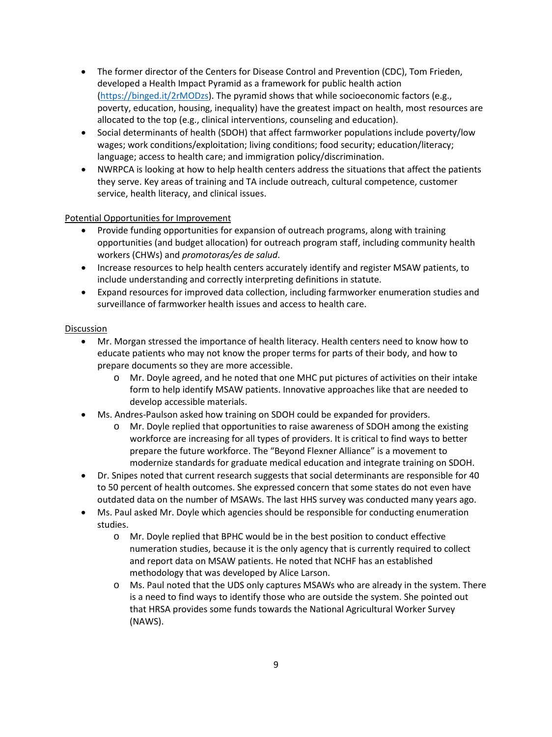- The former director of the Centers for Disease Control and Prevention (CDC), Tom Frieden, developed a Health Impact Pyramid as a framework for public health action (https://binged.it/2rMODzs). The pyramid shows that while socioeconomic factors (e.g., poverty, education, housing, inequality) have the greatest impact on health, most resources are allocated to the top (e.g., clinical interventions, counseling and education).
- Social determinants of health (SDOH) that affect farmworker populations include poverty/low wages; work conditions/exploitation; living conditions; food security; education/literacy; language; access to health care; and immigration policy/discrimination.
- NWRPCA is looking at how to help health centers address the situations that affect the patients they serve. Key areas of training and TA include outreach, cultural competence, customer service, health literacy, and clinical issues.

<u>Potential Opportunities for Improvement</u>

- Provide funding opportunities for expansion of outreach programs, along with training opportunities (and budget allocation) for outreach program staff, including community health workers (CHWs) and *promotoras/es de salud*.
- Increase resources to help health centers accurately identify and register MSAW patients, to include understanding and correctly interpreting definitions in statute.
- Expand resources for improved data collection, including farmworker enumeration studies and surveillance of farmworker health issues and access to health care.

<u>Discussion</u>

- Mr. Morgan stressed the importance of health literacy. Health centers need to know how to educate patients who may not know the proper terms for parts of their body, and how to prepare documents so they are more accessible.
  - Mr. Doyle agreed, and he noted that one MHC put pictures of activities on their intake form to help identify MSAW patients. Innovative approaches like that are needed to develop accessible materials.
- Ms. Andres-Paulson asked how training on SDOH could be expanded for providers.
  - Mr. Doyle replied that opportunities to raise awareness of SDOH among the existing workforce are increasing for all types of providers. It is critical to find ways to better prepare the future workforce. The "Beyond Flexner Alliance" is a movement to modernize standards for graduate medical education and integrate training on SDOH.
- Dr. Snipes noted that current research suggests that social determinants are responsible for 40 to 50 percent of health outcomes. She expressed concern that some states do not even have outdated data on the number of MSAWs. The last HHS survey was conducted many years ago.
- Ms. Paul asked Mr. Doyle which agencies should be responsible for conducting enumeration studies.
  - Mr. Doyle replied that BPHC would be in the best position to conduct effective numeration studies, because it is the only agency that is currently required to collect and report data on MSAW patients. He noted that NCHF has an established methodology that was developed by Alice Larson.
  - Ms. Paul noted that the UDS only captures MSAWs who are already in the system. There is a need to find ways to identify those who are outside the system. She pointed out that HRSA provides some funds towards the National Agricultural Worker Survey (NAWS).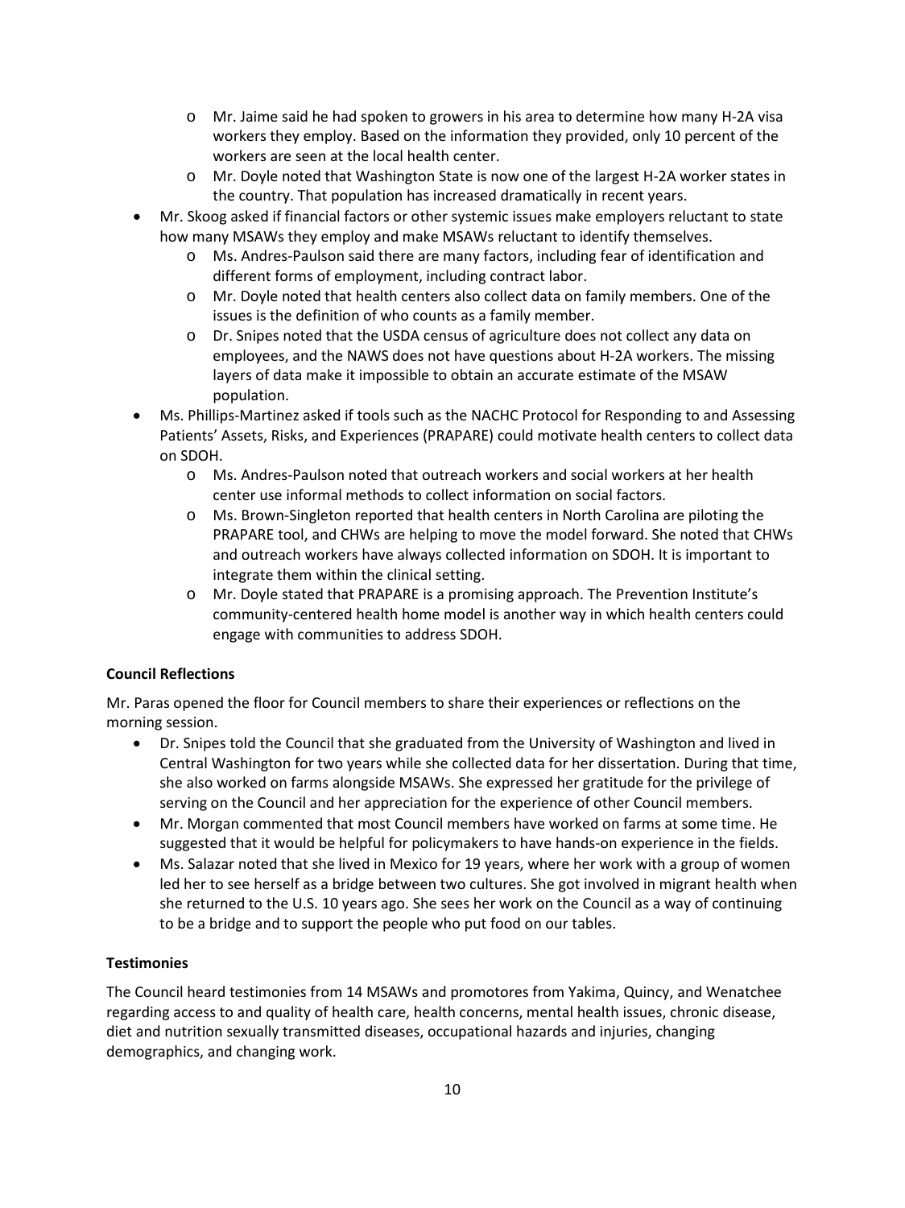- Mr. Jaime said he had spoken to growers in his area to determine how many H-2A visa workers they employ. Based on the information they provided, only 10 percent of the workers are seen at the local health center.
  - Mr. Doyle noted that Washington State is now one of the largest H-2A worker states in the country. That population has increased dramatically in recent years.
- Mr. Skoog asked if financial factors or other systemic issues make employers reluctant to state how many MSAWs they employ and make MSAWs reluctant to identify themselves.
  - Ms. Andres-Paulson said there are many factors, including fear of identification and different forms of employment, including contract labor.
  - Mr. Doyle noted that health centers also collect data on family members. One of the issues is the definition of who counts as a family member.
  - Dr. Snipes noted that the USDA census of agriculture does not collect any data on employees, and the NAWS does not have questions about H-2A workers. The missing layers of data make it impossible to obtain an accurate estimate of the MSAW population.
- Ms. Phillips-Martinez asked if tools such as the NACHC Protocol for Responding to and Assessing Patients' Assets, Risks, and Experiences (PRAPARE) could motivate health centers to collect data on SDOH.
  - Ms. Andres-Paulson noted that outreach workers and social workers at her health center use informal methods to collect information on social factors.
  - Ms. Brown-Singleton reported that health centers in North Carolina are piloting the PRAPARE tool, and CHWs are helping to move the model forward. She noted that CHWs and outreach workers have always collected information on SDOH. It is important to integrate them within the clinical setting.
  - Mr. Doyle stated that PRAPARE is a promising approach. The Prevention Institute's community-centered health home model is another way in which health centers could engage with communities to address SDOH.

**Council Reflections**

Mr. Paras opened the floor for Council members to share their experiences or reflections on the morning session.

- Dr. Snipes told the Council that she graduated from the University of Washington and lived in Central Washington for two years while she collected data for her dissertation. During that time, she also worked on farms alongside MSAWs. She expressed her gratitude for the privilege of serving on the Council and her appreciation for the experience of other Council members.
- Mr. Morgan commented that most Council members have worked on farms at some time. He suggested that it would be helpful for policymakers to have hands-on experience in the fields.
- Ms. Salazar noted that she lived in Mexico for 19 years, where her work with a group of women led her to see herself as a bridge between two cultures. She got involved in migrant health when she returned to the U.S. 10 years ago. She sees her work on the Council as a way of continuing to be a bridge and to support the people who put food on our tables.

**Testimonies**

The Council heard testimonies from 14 MSAWs and promotores from Yakima, Quincy, and Wenatchee regarding access to and quality of health care, health concerns, mental health issues, chronic disease, diet and nutrition sexually transmitted diseases, occupational hazards and injuries, changing demographics, and changing work.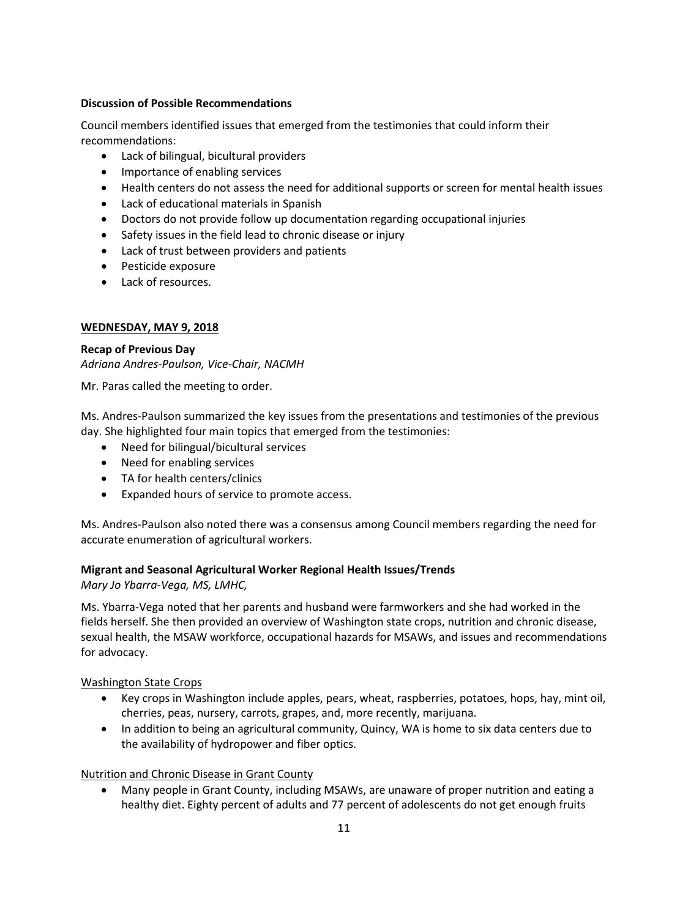**Discussion of Possible Recommendations**

Council members identified issues that emerged from the testimonies that could inform their recommendations:

- Lack of bilingual, bicultural providers
- Importance of enabling services
- Health centers do not assess the need for additional supports or screen for mental health issues
- Lack of educational materials in Spanish
- Doctors do not provide follow up documentation regarding occupational injuries
- Safety issues in the field lead to chronic disease or injury
- Lack of trust between providers and patients
- Pesticide exposure
- Lack of resources.

## WEDNESDAY, MAY 9, 2018

**Recap of Previous Day**

*Adriana Andres-Paulson, Vice-Chair, NACMH*

Mr. Paras called the meeting to order.

Ms. Andres-Paulson summarized the key issues from the presentations and testimonies of the previous day. She highlighted four main topics that emerged from the testimonies:

- Need for bilingual/bicultural services
- Need for enabling services
- TA for health centers/clinics
- Expanded hours of service to promote access.

Ms. Andres-Paulson also noted there was a consensus among Council members regarding the need for accurate enumeration of agricultural workers.

**Migrant and Seasonal Agricultural Worker Regional Health Issues/Trends**

*Mary Jo Ybarra-Vega, MS, LMHC,*

Ms. Ybarra-Vega noted that her parents and husband were farmworkers and she had worked in the fields herself. She then provided an overview of Washington state crops, nutrition and chronic disease, sexual health, the MSAW workforce, occupational hazards for MSAWs, and issues and recommendations for advocacy.

Washington State Crops

- Key crops in Washington include apples, pears, wheat, raspberries, potatoes, hops, hay, mint oil, cherries, peas, nursery, carrots, grapes, and, more recently, marijuana.
- In addition to being an agricultural community, Quincy, WA is home to six data centers due to the availability of hydropower and fiber optics.

Nutrition and Chronic Disease in Grant County

- Many people in Grant County, including MSAWs, are unaware of proper nutrition and eating a healthy diet. Eighty percent of adults and 77 percent of adolescents do not get enough fruits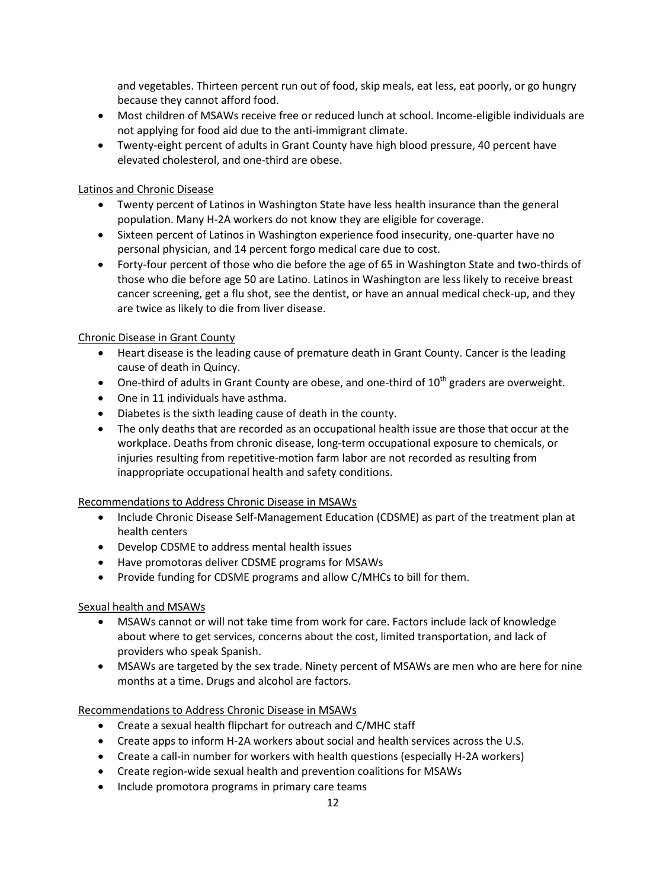and vegetables. Thirteen percent run out of food, skip meals, eat less, eat poorly, or go hungry because they cannot afford food.

- Most children of MSAWs receive free or reduced lunch at school. Income-eligible individuals are not applying for food aid due to the anti-immigrant climate.
- Twenty-eight percent of adults in Grant County have high blood pressure, 40 percent have elevated cholesterol, and one-third are obese.

<u>Latinos and Chronic Disease</u>

- Twenty percent of Latinos in Washington State have less health insurance than the general population. Many H-2A workers do not know they are eligible for coverage.
- Sixteen percent of Latinos in Washington experience food insecurity, one-quarter have no personal physician, and 14 percent forgo medical care due to cost.
- Forty-four percent of those who die before the age of 65 in Washington State and two-thirds of those who die before age 50 are Latino. Latinos in Washington are less likely to receive breast cancer screening, get a flu shot, see the dentist, or have an annual medical check-up, and they are twice as likely to die from liver disease.

<u>Chronic Disease in Grant County</u>

- Heart disease is the leading cause of premature death in Grant County. Cancer is the leading cause of death in Quincy.
- One-third of adults in Grant County are obese, and one-third of 10th graders are overweight.
- One in 11 individuals have asthma.
- Diabetes is the sixth leading cause of death in the county.
- The only deaths that are recorded as an occupational health issue are those that occur at the workplace. Deaths from chronic disease, long-term occupational exposure to chemicals, or injuries resulting from repetitive-motion farm labor are not recorded as resulting from inappropriate occupational health and safety conditions.

<u>Recommendations to Address Chronic Disease in MSAWs</u>

- Include Chronic Disease Self-Management Education (CDSME) as part of the treatment plan at health centers
- Develop CDSME to address mental health issues
- Have promotoras deliver CDSME programs for MSAWs
- Provide funding for CDSME programs and allow C/MHCs to bill for them.

<u>Sexual health and MSAWs</u>

- MSAWs cannot or will not take time from work for care. Factors include lack of knowledge about where to get services, concerns about the cost, limited transportation, and lack of providers who speak Spanish.
- MSAWs are targeted by the sex trade. Ninety percent of MSAWs are men who are here for nine months at a time. Drugs and alcohol are factors.

<u>Recommendations to Address Chronic Disease in MSAWs</u>

- Create a sexual health flipchart for outreach and C/MHC staff
- Create apps to inform H-2A workers about social and health services across the U.S.
- Create a call-in number for workers with health questions (especially H-2A workers)
- Create region-wide sexual health and prevention coalitions for MSAWs
- Include promotora programs in primary care teams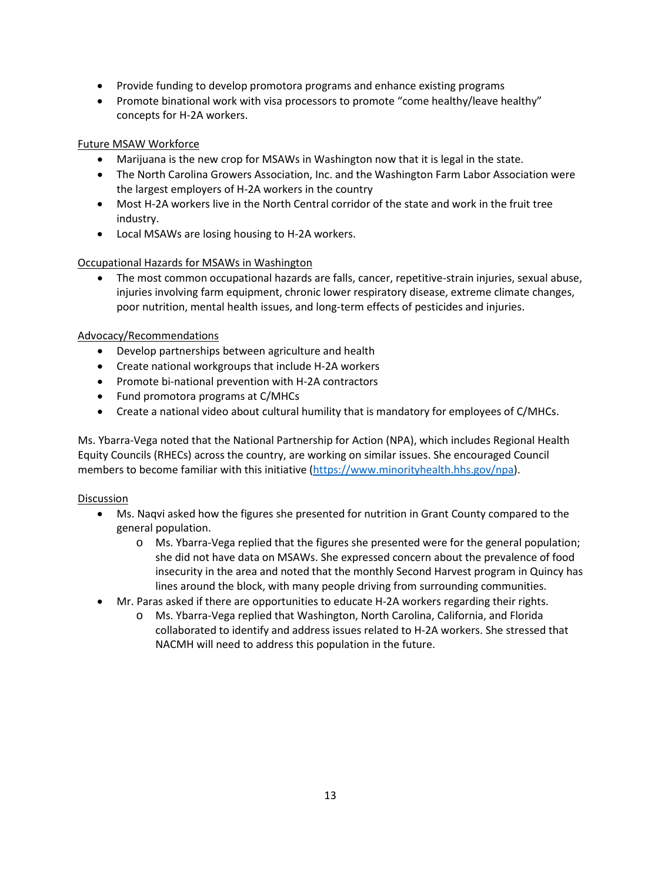- Provide funding to develop promotora programs and enhance existing programs
- Promote binational work with visa processors to promote "come healthy/leave healthy" concepts for H-2A workers.

<u>Future MSAW Workforce</u>

- Marijuana is the new crop for MSAWs in Washington now that it is legal in the state.
- The North Carolina Growers Association, Inc. and the Washington Farm Labor Association were the largest employers of H-2A workers in the country
- Most H-2A workers live in the North Central corridor of the state and work in the fruit tree industry.
- Local MSAWs are losing housing to H-2A workers.

<u>Occupational Hazards for MSAWs in Washington</u>

- The most common occupational hazards are falls, cancer, repetitive-strain injuries, sexual abuse, injuries involving farm equipment, chronic lower respiratory disease, extreme climate changes, poor nutrition, mental health issues, and long-term effects of pesticides and injuries.

<u>Advocacy/Recommendations</u>

- Develop partnerships between agriculture and health
- Create national workgroups that include H-2A workers
- Promote bi-national prevention with H-2A contractors
- Fund promotora programs at C/MHCs
- Create a national video about cultural humility that is mandatory for employees of C/MHCs.

Ms. Ybarra-Vega noted that the National Partnership for Action (NPA), which includes Regional Health Equity Councils (RHECs) across the country, are working on similar issues. She encouraged Council members to become familiar with this initiative ([https://www.minorityhealth.hhs.gov/npa](https://www.minorityhealth.hhs.gov/npa)).

<u>Discussion</u>

- Ms. Naqvi asked how the figures she presented for nutrition in Grant County compared to the general population.
    - Ms. Ybarra-Vega replied that the figures she presented were for the general population; she did not have data on MSAWs. She expressed concern about the prevalence of food insecurity in the area and noted that the monthly Second Harvest program in Quincy has lines around the block, with many people driving from surrounding communities.
- Mr. Paras asked if there are opportunities to educate H-2A workers regarding their rights.
    - Ms. Ybarra-Vega replied that Washington, North Carolina, California, and Florida collaborated to identify and address issues related to H-2A workers. She stressed that NACMH will need to address this population in the future.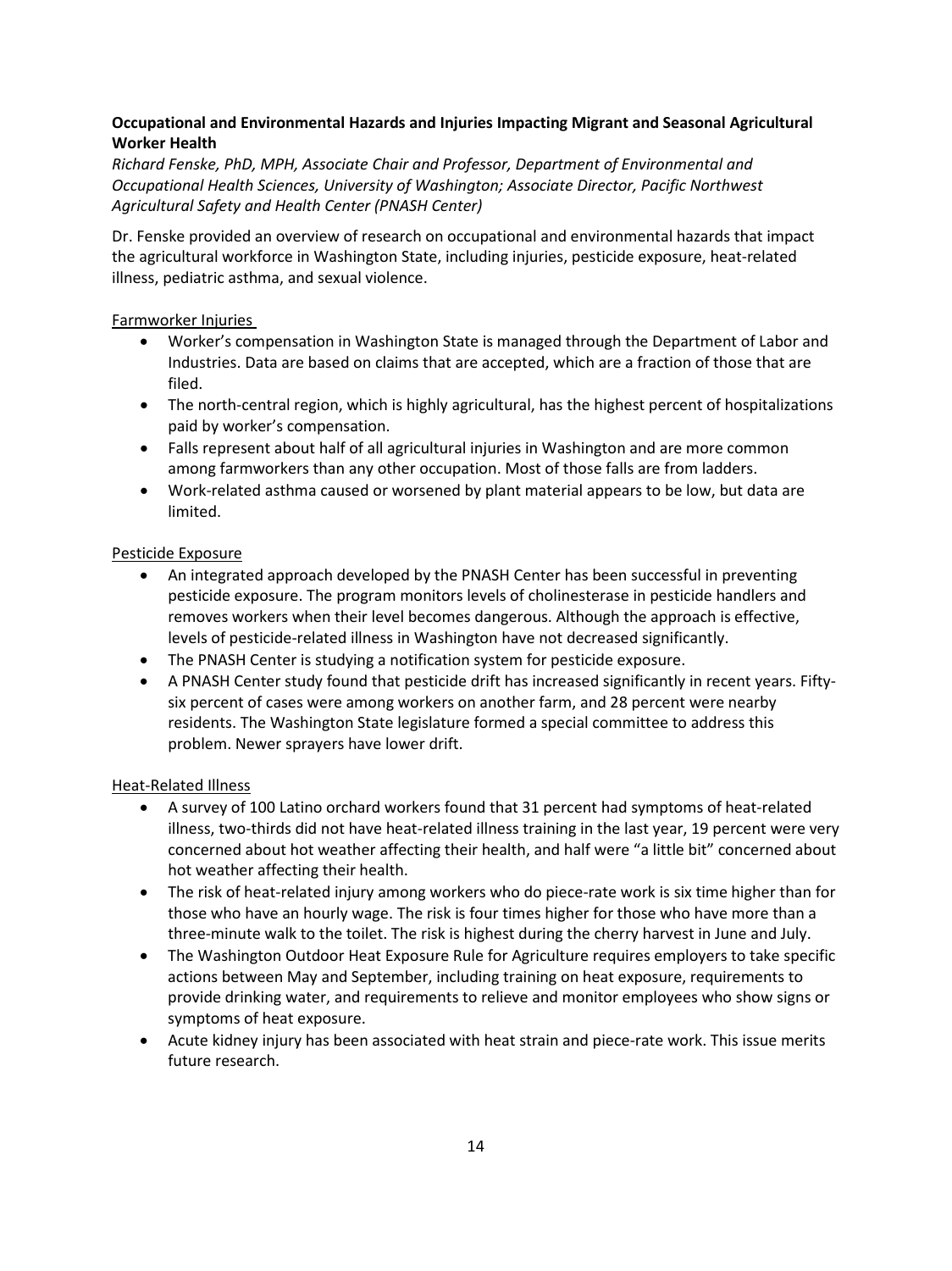**Occupational and Environmental Hazards and Injuries Impacting Migrant and Seasonal Agricultural Worker Health**

*Richard Fenske, PhD, MPH, Associate Chair and Professor, Department of Environmental and Occupational Health Sciences, University of Washington; Associate Director, Pacific Northwest Agricultural Safety and Health Center (PNASH Center)*

Dr. Fenske provided an overview of research on occupational and environmental hazards that impact the agricultural workforce in Washington State, including injuries, pesticide exposure, heat-related illness, pediatric asthma, and sexual violence.

Farmworker Injuries

- Worker's compensation in Washington State is managed through the Department of Labor and Industries. Data are based on claims that are accepted, which are a fraction of those that are filed.
- The north-central region, which is highly agricultural, has the highest percent of hospitalizations paid by worker's compensation.
- Falls represent about half of all agricultural injuries in Washington and are more common among farmworkers than any other occupation. Most of those falls are from ladders.
- Work-related asthma caused or worsened by plant material appears to be low, but data are limited.

Pesticide Exposure

- An integrated approach developed by the PNASH Center has been successful in preventing pesticide exposure. The program monitors levels of cholinesterase in pesticide handlers and removes workers when their level becomes dangerous. Although the approach is effective, levels of pesticide-related illness in Washington have not decreased significantly.
- The PNASH Center is studying a notification system for pesticide exposure.
- A PNASH Center study found that pesticide drift has increased significantly in recent years. Fifty-six percent of cases were among workers on another farm, and 28 percent were nearby residents. The Washington State legislature formed a special committee to address this problem. Newer sprayers have lower drift.

Heat-Related Illness

- A survey of 100 Latino orchard workers found that 31 percent had symptoms of heat-related illness, two-thirds did not have heat-related illness training in the last year, 19 percent were very concerned about hot weather affecting their health, and half were "a little bit" concerned about hot weather affecting their health.
- The risk of heat-related injury among workers who do piece-rate work is six time higher than for those who have an hourly wage. The risk is four times higher for those who have more than a three-minute walk to the toilet. The risk is highest during the cherry harvest in June and July.
- The Washington Outdoor Heat Exposure Rule for Agriculture requires employers to take specific actions between May and September, including training on heat exposure, requirements to provide drinking water, and requirements to relieve and monitor employees who show signs or symptoms of heat exposure.
- Acute kidney injury has been associated with heat strain and piece-rate work. This issue merits future research.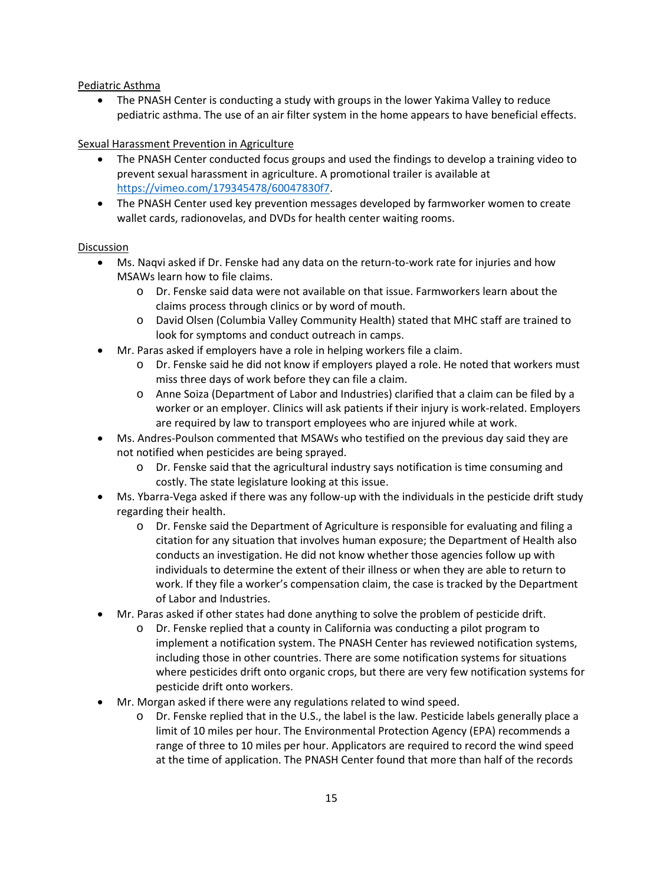Pediatric Asthma

- The PNASH Center is conducting a study with groups in the lower Yakima Valley to reduce pediatric asthma. The use of an air filter system in the home appears to have beneficial effects.

Sexual Harassment Prevention in Agriculture

- The PNASH Center conducted focus groups and used the findings to develop a training video to prevent sexual harassment in agriculture. A promotional trailer is available at [https://vimeo.com/179345478/60047830f7](https://vimeo.com/179345478/60047830f7).
- The PNASH Center used key prevention messages developed by farmworker women to create wallet cards, radionovelas, and DVDs for health center waiting rooms.

Discussion

- Ms. Naqvi asked if Dr. Fenske had any data on the return-to-work rate for injuries and how MSAWs learn how to file claims.
  - Dr. Fenske said data were not available on that issue. Farmworkers learn about the claims process through clinics or by word of mouth.
  - David Olsen (Columbia Valley Community Health) stated that MHC staff are trained to look for symptoms and conduct outreach in camps.
- Mr. Paras asked if employers have a role in helping workers file a claim.
  - Dr. Fenske said he did not know if employers played a role. He noted that workers must miss three days of work before they can file a claim.
  - Anne Soiza (Department of Labor and Industries) clarified that a claim can be filed by a worker or an employer. Clinics will ask patients if their injury is work-related. Employers are required by law to transport employees who are injured while at work.
- Ms. Andres-Poulson commented that MSAWs who testified on the previous day said they are not notified when pesticides are being sprayed.
  - Dr. Fenske said that the agricultural industry says notification is time consuming and costly. The state legislature looking at this issue.
- Ms. Ybarra-Vega asked if there was any follow-up with the individuals in the pesticide drift study regarding their health.
  - Dr. Fenske said the Department of Agriculture is responsible for evaluating and filing a citation for any situation that involves human exposure; the Department of Health also conducts an investigation. He did not know whether those agencies follow up with individuals to determine the extent of their illness or when they are able to return to work. If they file a worker's compensation claim, the case is tracked by the Department of Labor and Industries.
- Mr. Paras asked if other states had done anything to solve the problem of pesticide drift.
  - Dr. Fenske replied that a county in California was conducting a pilot program to implement a notification system. The PNASH Center has reviewed notification systems, including those in other countries. There are some notification systems for situations where pesticides drift onto organic crops, but there are very few notification systems for pesticide drift onto workers.
- Mr. Morgan asked if there were any regulations related to wind speed.
  - Dr. Fenske replied that in the U.S., the label is the law. Pesticide labels generally place a limit of 10 miles per hour. The Environmental Protection Agency (EPA) recommends a range of three to 10 miles per hour. Applicators are required to record the wind speed at the time of application. The PNASH Center found that more than half of the records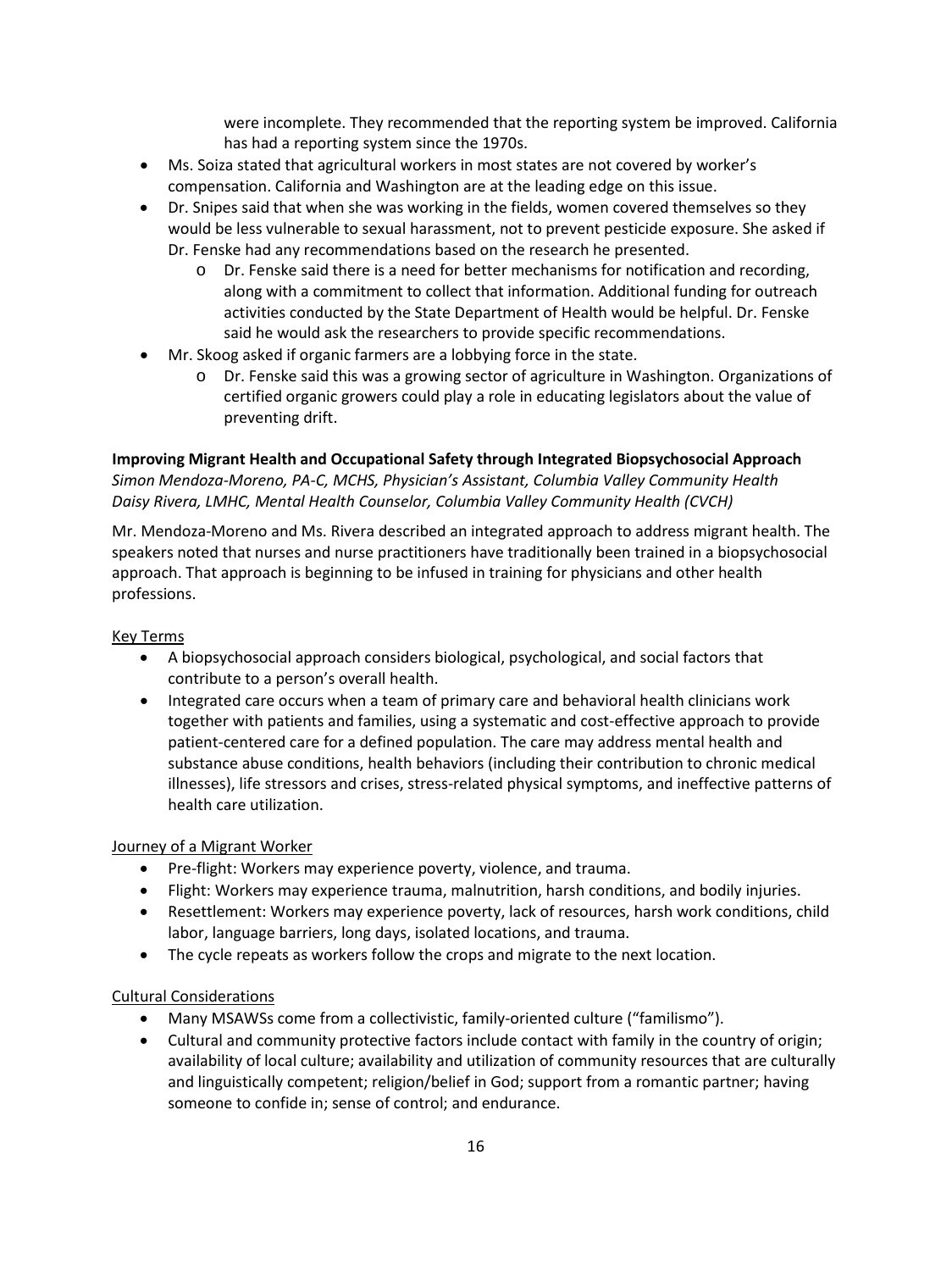were incomplete. They recommended that the reporting system be improved. California has had a reporting system since the 1970s.

- Ms. Soiza stated that agricultural workers in most states are not covered by worker's compensation. California and Washington are at the leading edge on this issue.
- Dr. Snipes said that when she was working in the fields, women covered themselves so they would be less vulnerable to sexual harassment, not to prevent pesticide exposure. She asked if Dr. Fenske had any recommendations based on the research he presented.
  - Dr. Fenske said there is a need for better mechanisms for notification and recording, along with a commitment to collect that information. Additional funding for outreach activities conducted by the State Department of Health would be helpful. Dr. Fenske said he would ask the researchers to provide specific recommendations.
- Mr. Skoog asked if organic farmers are a lobbying force in the state.
  - Dr. Fenske said this was a growing sector of agriculture in Washington. Organizations of certified organic growers could play a role in educating legislators about the value of preventing drift.

**Improving Migrant Health and Occupational Safety through Integrated Biopsychosocial Approach**
*Simon Mendoza-Moreno, PA-C, MCHS, Physician's Assistant, Columbia Valley Community Health*
*Daisy Rivera, LMHC, Mental Health Counselor, Columbia Valley Community Health (CVCH)*

Mr. Mendoza-Moreno and Ms. Rivera described an integrated approach to address migrant health. The speakers noted that nurses and nurse practitioners have traditionally been trained in a biopsychosocial approach. That approach is beginning to be infused in training for physicians and other health professions.

<u>Key Terms</u>

- A biopsychosocial approach considers biological, psychological, and social factors that contribute to a person's overall health.
- Integrated care occurs when a team of primary care and behavioral health clinicians work together with patients and families, using a systematic and cost-effective approach to provide patient-centered care for a defined population. The care may address mental health and substance abuse conditions, health behaviors (including their contribution to chronic medical illnesses), life stressors and crises, stress-related physical symptoms, and ineffective patterns of health care utilization.

<u>Journey of a Migrant Worker</u>

- Pre-flight: Workers may experience poverty, violence, and trauma.
- Flight: Workers may experience trauma, malnutrition, harsh conditions, and bodily injuries.
- Resettlement: Workers may experience poverty, lack of resources, harsh work conditions, child labor, language barriers, long days, isolated locations, and trauma.
- The cycle repeats as workers follow the crops and migrate to the next location.

<u>Cultural Considerations</u>

- Many MSAWSs come from a collectivistic, family-oriented culture ("familismo").
- Cultural and community protective factors include contact with family in the country of origin; availability of local culture; availability and utilization of community resources that are culturally and linguistically competent; religion/belief in God; support from a romantic partner; having someone to confide in; sense of control; and endurance.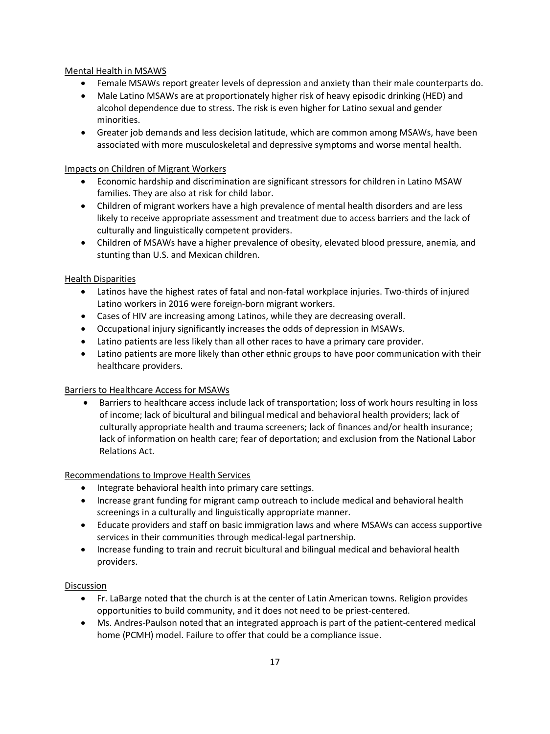## Mental Health in MSAWS

- Female MSAWs report greater levels of depression and anxiety than their male counterparts do.
- Male Latino MSAWs are at proportionately higher risk of heavy episodic drinking (HED) and alcohol dependence due to stress. The risk is even higher for Latino sexual and gender minorities.
- Greater job demands and less decision latitude, which are common among MSAWs, have been associated with more musculoskeletal and depressive symptoms and worse mental health.

## Impacts on Children of Migrant Workers

- Economic hardship and discrimination are significant stressors for children in Latino MSAW families. They are also at risk for child labor.
- Children of migrant workers have a high prevalence of mental health disorders and are less likely to receive appropriate assessment and treatment due to access barriers and the lack of culturally and linguistically competent providers.
- Children of MSAWs have a higher prevalence of obesity, elevated blood pressure, anemia, and stunting than U.S. and Mexican children.

## Health Disparities

- Latinos have the highest rates of fatal and non-fatal workplace injuries. Two-thirds of injured Latino workers in 2016 were foreign-born migrant workers.
- Cases of HIV are increasing among Latinos, while they are decreasing overall.
- Occupational injury significantly increases the odds of depression in MSAWs.
- Latino patients are less likely than all other races to have a primary care provider.
- Latino patients are more likely than other ethnic groups to have poor communication with their healthcare providers.

## Barriers to Healthcare Access for MSAWs

- Barriers to healthcare access include lack of transportation; loss of work hours resulting in loss of income; lack of bicultural and bilingual medical and behavioral health providers; lack of culturally appropriate health and trauma screeners; lack of finances and/or health insurance; lack of information on health care; fear of deportation; and exclusion from the National Labor Relations Act.

## Recommendations to Improve Health Services

- Integrate behavioral health into primary care settings.
- Increase grant funding for migrant camp outreach to include medical and behavioral health screenings in a culturally and linguistically appropriate manner.
- Educate providers and staff on basic immigration laws and where MSAWs can access supportive services in their communities through medical-legal partnership.
- Increase funding to train and recruit bicultural and bilingual medical and behavioral health providers.

## Discussion

- Fr. LaBarge noted that the church is at the center of Latin American towns. Religion provides opportunities to build community, and it does not need to be priest-centered.
- Ms. Andres-Paulson noted that an integrated approach is part of the patient-centered medical home (PCMH) model. Failure to offer that could be a compliance issue.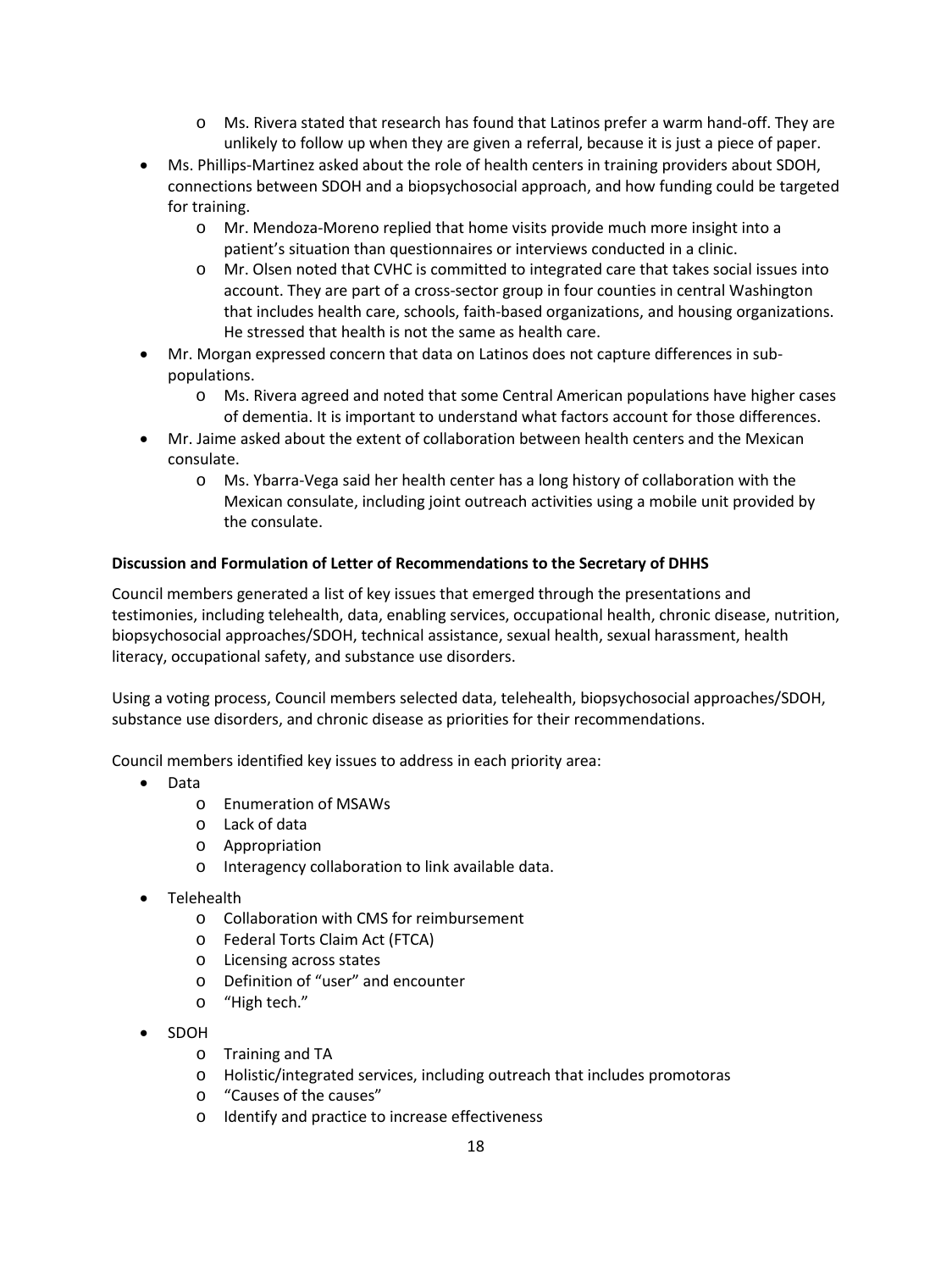- Ms. Rivera stated that research has found that Latinos prefer a warm hand-off. They are unlikely to follow up when they are given a referral, because it is just a piece of paper.
- Ms. Phillips-Martinez asked about the role of health centers in training providers about SDOH, connections between SDOH and a biopsychosocial approach, and how funding could be targeted for training.
    - Mr. Mendoza-Moreno replied that home visits provide much more insight into a patient's situation than questionnaires or interviews conducted in a clinic.
    - Mr. Olsen noted that CVHC is committed to integrated care that takes social issues into account. They are part of a cross-sector group in four counties in central Washington that includes health care, schools, faith-based organizations, and housing organizations. He stressed that health is not the same as health care.
- Mr. Morgan expressed concern that data on Latinos does not capture differences in sub-populations.
    - Ms. Rivera agreed and noted that some Central American populations have higher cases of dementia. It is important to understand what factors account for those differences.
- Mr. Jaime asked about the extent of collaboration between health centers and the Mexican consulate.
    - Ms. Ybarra-Vega said her health center has a long history of collaboration with the Mexican consulate, including joint outreach activities using a mobile unit provided by the consulate.

**Discussion and Formulation of Letter of Recommendations to the Secretary of DHHS**

Council members generated a list of key issues that emerged through the presentations and testimonies, including telehealth, data, enabling services, occupational health, chronic disease, nutrition, biopsychosocial approaches/SDOH, technical assistance, sexual health, sexual harassment, health literacy, occupational safety, and substance use disorders.

Using a voting process, Council members selected data, telehealth, biopsychosocial approaches/SDOH, substance use disorders, and chronic disease as priorities for their recommendations.

Council members identified key issues to address in each priority area:

- Data
    - Enumeration of MSAWs
    - Lack of data
    - Appropriation
    - Interagency collaboration to link available data.
- Telehealth
    - Collaboration with CMS for reimbursement
    - Federal Torts Claim Act (FTCA)
    - Licensing across states
    - Definition of "user" and encounter
    - "High tech."
- SDOH
    - Training and TA
    - Holistic/integrated services, including outreach that includes promotoras
    - "Causes of the causes"
    - Identify and practice to increase effectiveness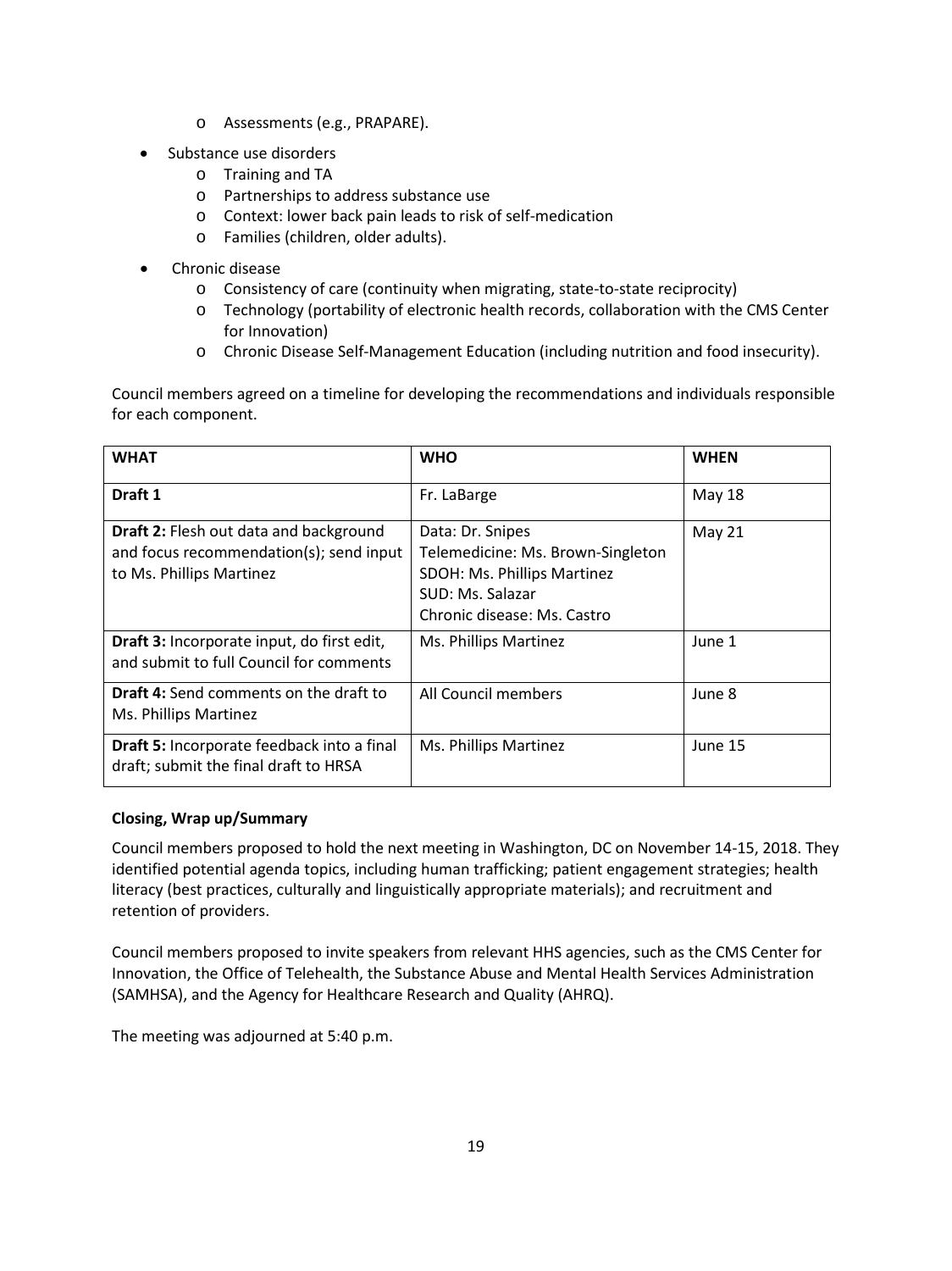- Assessments (e.g., PRAPARE).

- Substance use disorders
  - Training and TA
  - Partnerships to address substance use
  - Context: lower back pain leads to risk of self-medication
  - Families (children, older adults).

- Chronic disease
  - Consistency of care (continuity when migrating, state-to-state reciprocity)
  - Technology (portability of electronic health records, collaboration with the CMS Center for Innovation)
  - Chronic Disease Self-Management Education (including nutrition and food insecurity).

Council members agreed on a timeline for developing the recommendations and individuals responsible for each component.

| WHAT | WHO | WHEN |
|---|---|---|
| **Draft 1** | Fr. LaBarge | May 18 |
| **Draft 2:** Flesh out data and background and focus recommendation(s); send input to Ms. Phillips Martinez | Data: Dr. Snipes<br>Telemedicine: Ms. Brown-Singleton<br>SDOH: Ms. Phillips Martinez<br>SUD: Ms. Salazar<br>Chronic disease: Ms. Castro | May 21 |
| **Draft 3:** Incorporate input, do first edit, and submit to full Council for comments | Ms. Phillips Martinez | June 1 |
| **Draft 4:** Send comments on the draft to Ms. Phillips Martinez | All Council members | June 8 |
| **Draft 5:** Incorporate feedback into a final draft; submit the final draft to HRSA | Ms. Phillips Martinez | June 15 |

**Closing, Wrap up/Summary**

Council members proposed to hold the next meeting in Washington, DC on November 14-15, 2018. They identified potential agenda topics, including human trafficking; patient engagement strategies; health literacy (best practices, culturally and linguistically appropriate materials); and recruitment and retention of providers.

Council members proposed to invite speakers from relevant HHS agencies, such as the CMS Center for Innovation, the Office of Telehealth, the Substance Abuse and Mental Health Services Administration (SAMHSA), and the Agency for Healthcare Research and Quality (AHRQ).

The meeting was adjourned at 5:40 p.m.